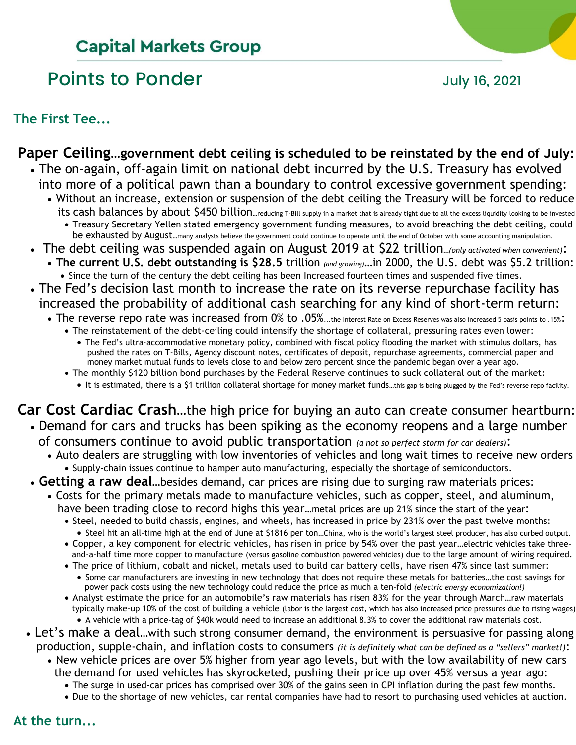## Capital Markets Group

# Points to Ponder

July 16, 2021

### The First Tee...

**Paper Ceiling…government debt ceiling is scheduled to be reinstated by the end of July:**

- The on-again, off-again limit on national debt incurred by the U.S. Treasury has evolved into more of a political pawn than a boundary to control excessive government spending:
  - Without an increase, extension or suspension of the debt ceiling the Treasury will be forced to reduce its cash balances by about $450 billion…reducing T-Bill supply in a market that is already tight due to all the excess liquidity looking to be invested
    - Treasury Secretary Yellen stated emergency government funding measures, to avoid breaching the debt ceiling, could be exhausted by August…many analysts believe the government could continue to operate until the end of October with some accounting manipulation.
- The debt ceiling was suspended again on August 2019 at $22 trillion…*(only activated when convenient)*:
  - **The current U.S. debt outstanding is $28.5** trillion *(and growing)*…in 2000, the U.S. debt was $5.2 trillion:
    - Since the turn of the century the debt ceiling has been Increased fourteen times and suspended five times.
- The Fed's decision last month to increase the rate on its reverse repurchase facility has increased the probability of additional cash searching for any kind of short-term return:
  - The reverse repo rate was increased from 0% to .05%…the Interest Rate on Excess Reserves was also increased 5 basis points to .15%:
    - The reinstatement of the debt-ceiling could intensify the shortage of collateral, pressuring rates even lower:
      - The Fed's ultra-accommodative monetary policy, combined with fiscal policy flooding the market with stimulus dollars, has pushed the rates on T-Bills, Agency discount notes, certificates of deposit, repurchase agreements, commercial paper and money market mutual funds to levels close to and below zero percent since the pandemic began over a year ago.
    - The monthly $120 billion bond purchases by the Federal Reserve continues to suck collateral out of the market:
      - It is estimated, there is a $1 trillion collateral shortage for money market funds…this gap is being plugged by the Fed's reverse repo facility.

**Car Cost Cardiac Crash**…the high price for buying an auto can create consumer heartburn:

- Demand for cars and trucks has been spiking as the economy reopens and a large number of consumers continue to avoid public transportation *(a not so perfect storm for car dealers)*:
  - Auto dealers are struggling with low inventories of vehicles and long wait times to receive new orders
    - Supply-chain issues continue to hamper auto manufacturing, especially the shortage of semiconductors.
- **Getting a raw deal**…besides demand, car prices are rising due to surging raw materials prices:
  - Costs for the primary metals made to manufacture vehicles, such as copper, steel, and aluminum, have been trading close to record highs this year…metal prices are up 21% since the start of the year:
    - Steel, needed to build chassis, engines, and wheels, has increased in price by 231% over the past twelve months:
      - Steel hit an all-time high at the end of June at $1816 per ton…China, who is the world's largest steel producer, has also curbed output.
    - Copper, a key component for electric vehicles, has risen in price by 54% over the past year…electric vehicles take three-and-a-half time more copper to manufacture (versus gasoline combustion powered vehicles) due to the large amount of wiring required.
    - The price of lithium, cobalt and nickel, metals used to build car battery cells, have risen 47% since last summer:
      - Some car manufacturers are investing in new technology that does not require these metals for batteries…the cost savings for power pack costs using the new technology could reduce the price as much a ten-fold *(electric energy economization!)*
    - Analyst estimate the price for an automobile's raw materials has risen 83% for the year through March…raw materials typically make-up 10% of the cost of building a vehicle (labor is the largest cost, which has also increased price pressures due to rising wages)
      - A vehicle with a price-tag of $40k would need to increase an additional 8.3% to cover the additional raw materials cost.
- Let's make a deal…with such strong consumer demand, the environment is persuasive for passing along production, supple-chain, and inflation costs to consumers *(it is definitely what can be defined as a "sellers" market!)*:
  - New vehicle prices are over 5% higher from year ago levels, but with the low availability of new cars the demand for used vehicles has skyrocketed, pushing their price up over 45% versus a year ago:
    - The surge in used-car prices has comprised over 30% of the gains seen in CPI inflation during the past few months.
    - Due to the shortage of new vehicles, car rental companies have had to resort to purchasing used vehicles at auction.

### At the turn...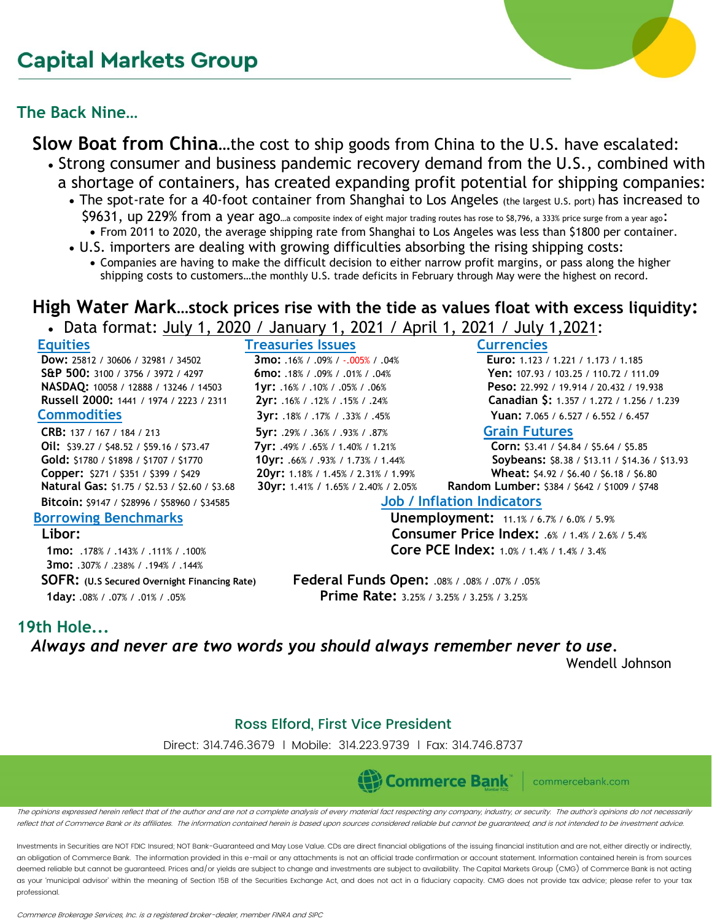## Capital Markets Group

### The Back Nine…

**Slow Boat from China**…the cost to ship goods from China to the U.S. have escalated:

- Strong consumer and business pandemic recovery demand from the U.S., combined with a shortage of containers, has created expanding profit potential for shipping companies:
  - The spot-rate for a 40-foot container from Shanghai to Los Angeles (the largest U.S. port) has increased to $9631, up 229% from a year ago…a composite index of eight major trading routes has rose to $8,796, a 333% price surge from a year ago:
    - From 2011 to 2020, the average shipping rate from Shanghai to Los Angeles was less than $1800 per container.
  - U.S. importers are dealing with growing difficulties absorbing the rising shipping costs:
    - Companies are having to make the difficult decision to either narrow profit margins, or pass along the higher shipping costs to customers…the monthly U.S. trade deficits in February through May were the highest on record.

**High Water Mark**…stock prices rise with the tide as values float with excess liquidity:

- Data format: July 1, 2020 / January 1, 2021 / April 1, 2021 / July 1,2021:

**Equities**

**Dow:** 25812 / 30606 / 32981 / 34502
**S&P 500:** 3100 / 3756 / 3972 / 4297
**NASDAQ:** 10058 / 12888 / 13246 / 14503
**Russell 2000:** 1441 / 1974 / 2223 / 2311

**Commodities**

**CRB:** 137 / 167 / 184 / 213
**Oil:** $39.27 / $48.52 / $59.16 / $73.47
**Gold:** $1780 / $1898 / $1707 / $1770
**Copper:** $271 / $351 / $399 / $429
**Natural Gas:** $1.75 / $2.53 / $2.60 / $3.68
**Bitcoin:** $9147 / $28996 / $58960 / $34585

**Treasuries Issues**

**3mo:** .16% / .09% / -.005% / .04%
**6mo:** .18% / .09% / .01% / .04%
**1yr:** .16% / .10% / .05% / .06%
**2yr:** .16% / .12% / .15% / .24%
**3yr:** .18% / .17% / .33% / .45%
**5yr:** .29% / .36% / .93% / .87%
**7yr:** .49% / .65% / 1.40% / 1.21%
**10yr:** .66% / .93% / 1.73% / 1.44%
**20yr:** 1.18% / 1.45% / 2.31% / 1.99%
**30yr:** 1.41% / 1.65% / 2.40% / 2.05%

**Currencies**

**Euro:** 1.123 / 1.221 / 1.173 / 1.185
**Yen:** 107.93 / 103.25 / 110.72 / 111.09
**Peso:** 22.992 / 19.914 / 20.432 / 19.938
**Canadian $:** 1.357 / 1.272 / 1.256 / 1.239
**Yuan:** 7.065 / 6.527 / 6.552 / 6.457

**Grain Futures**

**Corn:** $3.41 / $4.84 / $5.64 / $5.85
**Soybeans:** $8.38 / $13.11 / $14.36 / $13.93
**Wheat:** $4.92 / $6.40 / $6.18 / $6.80
**Random Lumber:** $384 / $642 / $1009 / $748

**Borrowing Benchmarks**

**Libor:**
**1mo:** .178% / .143% / .111% / .100%
**3mo:** .307% / .238% / .194% / .144%
**SOFR:** (U.S Secured Overnight Financing Rate)
**1day:** .08% / .07% / .01% / .05%

**Federal Funds Open:** .08% / .08% / .07% / .05%
**Prime Rate:** 3.25% / 3.25% / 3.25% / 3.25%

**Job / Inflation Indicators**

**Unemployment:** 11.1% / 6.7% / 6.0% / 5.9%
**Consumer Price Index:** .6% / 1.4% / 2.6% / 5.4%
**Core PCE Index:** 1.0% / 1.4% / 1.4% / 3.4%

### 19th Hole…

***Always and never are two words you should always remember never to use.***

Wendell Johnson

Ross Elford, First Vice President

Direct: 314.746.3679 | Mobile: 314.223.9739 | Fax: 314.746.8737

Commerce Bank | commercebank.com

*The opinions expressed herein reflect that of the author and are not a complete analysis of every material fact respecting any company, industry, or security. The author's opinions do not necessarily reflect that of Commerce Bank or its affiliates. The information contained herein is based upon sources considered reliable but cannot be guaranteed, and is not intended to be investment advice.*

Investments in Securities are NOT FDIC Insured; NOT Bank-Guaranteed and May Lose Value. CDs are direct financial obligations of the issuing financial institution and are not, either directly or indirectly, an obligation of Commerce Bank. The information provided in this e-mail or any attachments is not an official trade confirmation or account statement. Information contained herein is from sources deemed reliable but cannot be guaranteed. Prices and/or yields are subject to change and investments are subject to availability. The Capital Markets Group (CMG) of Commerce Bank is not acting as your 'municipal advisor' within the meaning of Section 15B of the Securities Exchange Act, and does not act in a fiduciary capacity. CMG does not provide tax advice; please refer to your tax professional.

*Commerce Brokerage Services, Inc. is a registered broker-dealer, member FINRA and SIPC*